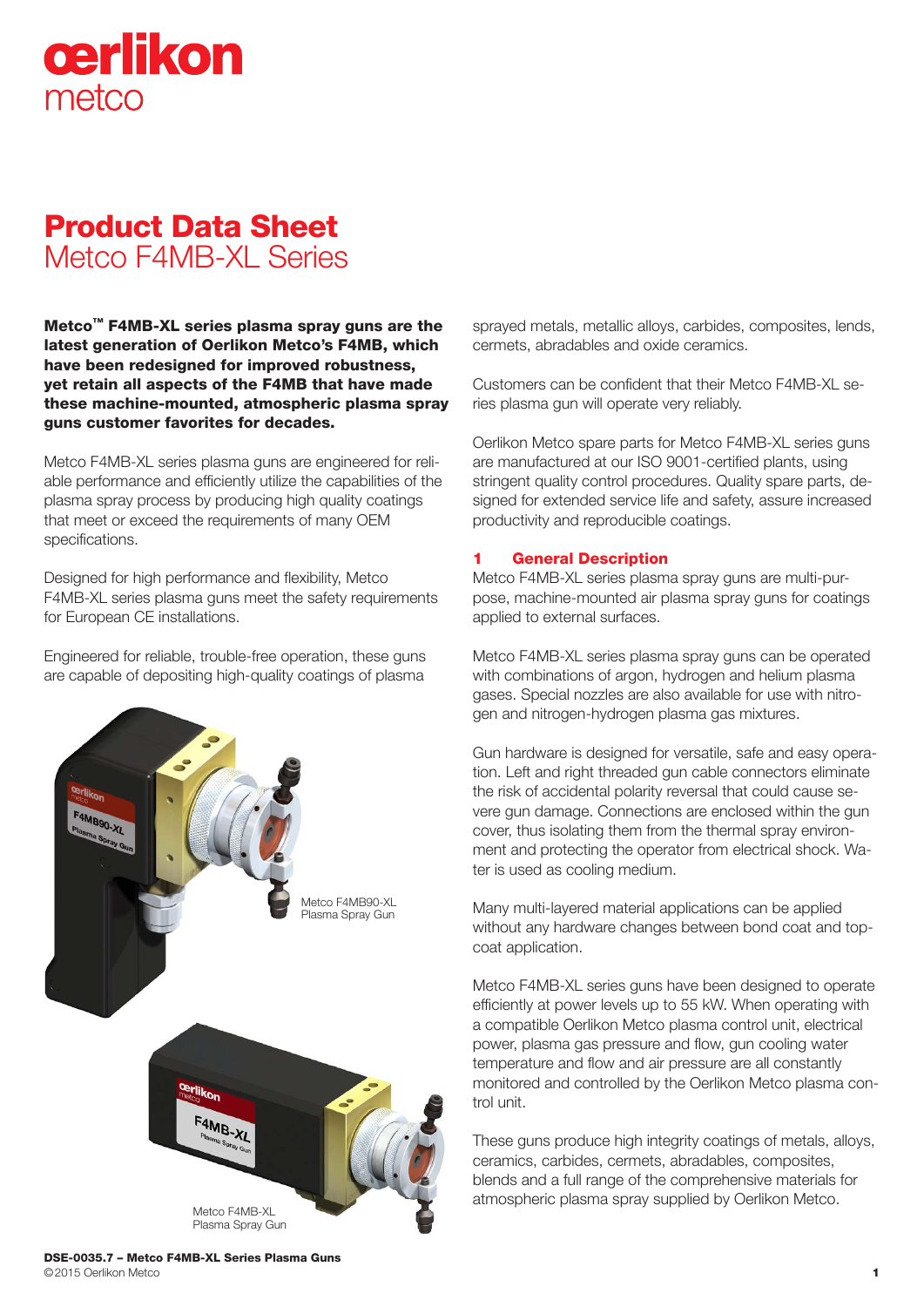# Product Data Sheet
## Metco F4MB-XL Series

**Metco™ F4MB-XL series plasma spray guns are the latest generation of Oerlikon Metco's F4MB, which have been redesigned for improved robustness, yet retain all aspects of the F4MB that have made these machine-mounted, atmospheric plasma spray guns customer favorites for decades.**

Metco F4MB-XL series plasma guns are engineered for reliable performance and efficiently utilize the capabilities of the plasma spray process by producing high quality coatings that meet or exceed the requirements of many OEM specifications.

Designed for high performance and flexibility, Metco F4MB-XL series plasma guns meet the safety requirements for European CE installations.

Engineered for reliable, trouble-free operation, these guns are capable of depositing high-quality coatings of plasma sprayed metals, metallic alloys, carbides, composites, lends, cermets, abradables and oxide ceramics.

Customers can be confident that their Metco F4MB-XL series plasma gun will operate very reliably.

Oerlikon Metco spare parts for Metco F4MB-XL series guns are manufactured at our ISO 9001-certified plants, using stringent quality control procedures. Quality spare parts, designed for extended service life and safety, assure increased productivity and reproducible coatings.

Metco F4MB90-XL
Plasma Spray Gun

Metco F4MB-XL
Plasma Spray Gun

### 1 General Description

Metco F4MB-XL series plasma spray guns are multi-purpose, machine-mounted air plasma spray guns for coatings applied to external surfaces.

Metco F4MB-XL series plasma spray guns can be operated with combinations of argon, hydrogen and helium plasma gases. Special nozzles are also available for use with nitrogen and nitrogen-hydrogen plasma gas mixtures.

Gun hardware is designed for versatile, safe and easy operation. Left and right threaded gun cable connectors eliminate the risk of accidental polarity reversal that could cause severe gun damage. Connections are enclosed within the gun cover, thus isolating them from the thermal spray environment and protecting the operator from electrical shock. Water is used as cooling medium.

Many multi-layered material applications can be applied without any hardware changes between bond coat and topcoat application.

Metco F4MB-XL series guns have been designed to operate efficiently at power levels up to 55 kW. When operating with a compatible Oerlikon Metco plasma control unit, electrical power, plasma gas pressure and flow, gun cooling water temperature and flow and air pressure are all constantly monitored and controlled by the Oerlikon Metco plasma control unit.

These guns produce high integrity coatings of metals, alloys, ceramics, carbides, cermets, abradables, composites, blends and a full range of the comprehensive materials for atmospheric plasma spray supplied by Oerlikon Metco.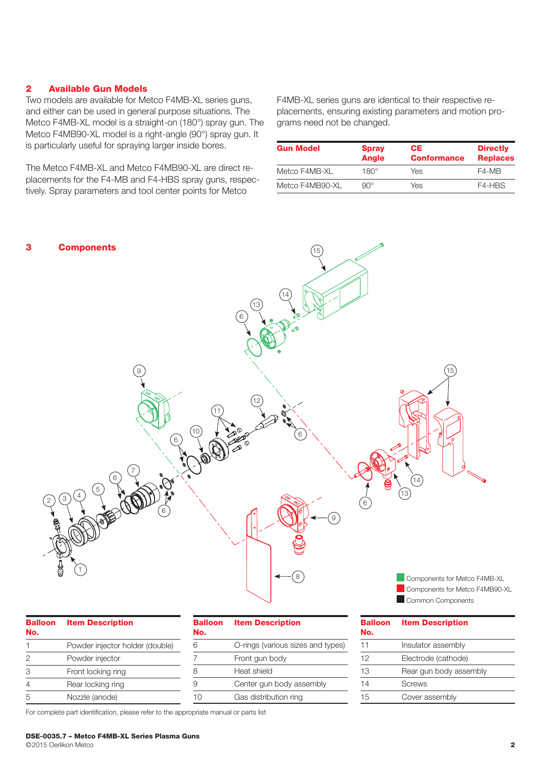## 2 Available Gun Models

Two models are available for Metco F4MB-XL series guns, and either can be used in general purpose situations. The Metco F4MB-XL model is a straight-on (180°) spray gun. The Metco F4MB90-XL model is a right-angle (90°) spray gun. It is particularly useful for spraying larger inside bores.

The Metco F4MB-XL and Metco F4MB90-XL are direct replacements for the F4-MB and F4-HBS spray guns, respectively. Spray parameters and tool center points for Metco F4MB-XL series guns are identical to their respective replacements, ensuring existing parameters and motion programs need not be changed.

| Gun Model | Spray Angle | CE Conformance | Directly Replaces |
|---|---|---|---|
| Metco F4MB-XL | 180° | Yes | F4-MB |
| Metco F4MB90-XL | 90° | Yes | F4-HBS |

## 3 Components

Components for Metco F4MB-XL

Components for Metco F4MB90-XL

Common Components

| Balloon No. | Item Description |
|---|---|
| 1 | Powder injector holder (double) |
| 2 | Powder injector |
| 3 | Front locking ring |
| 4 | Rear locking ring |
| 5 | Nozzle (anode) |
| 6 | O-rings (various sizes and types) |
| 7 | Front gun body |
| 8 | Heat shield |
| 9 | Center gun body assembly |
| 10 | Gas distribution ring |
| 11 | Insulator assembly |
| 12 | Electrode (cathode) |
| 13 | Rear gun body assembly |
| 14 | Screws |
| 15 | Cover assembly |

For complete part identification, please refer to the appropriate manual or parts list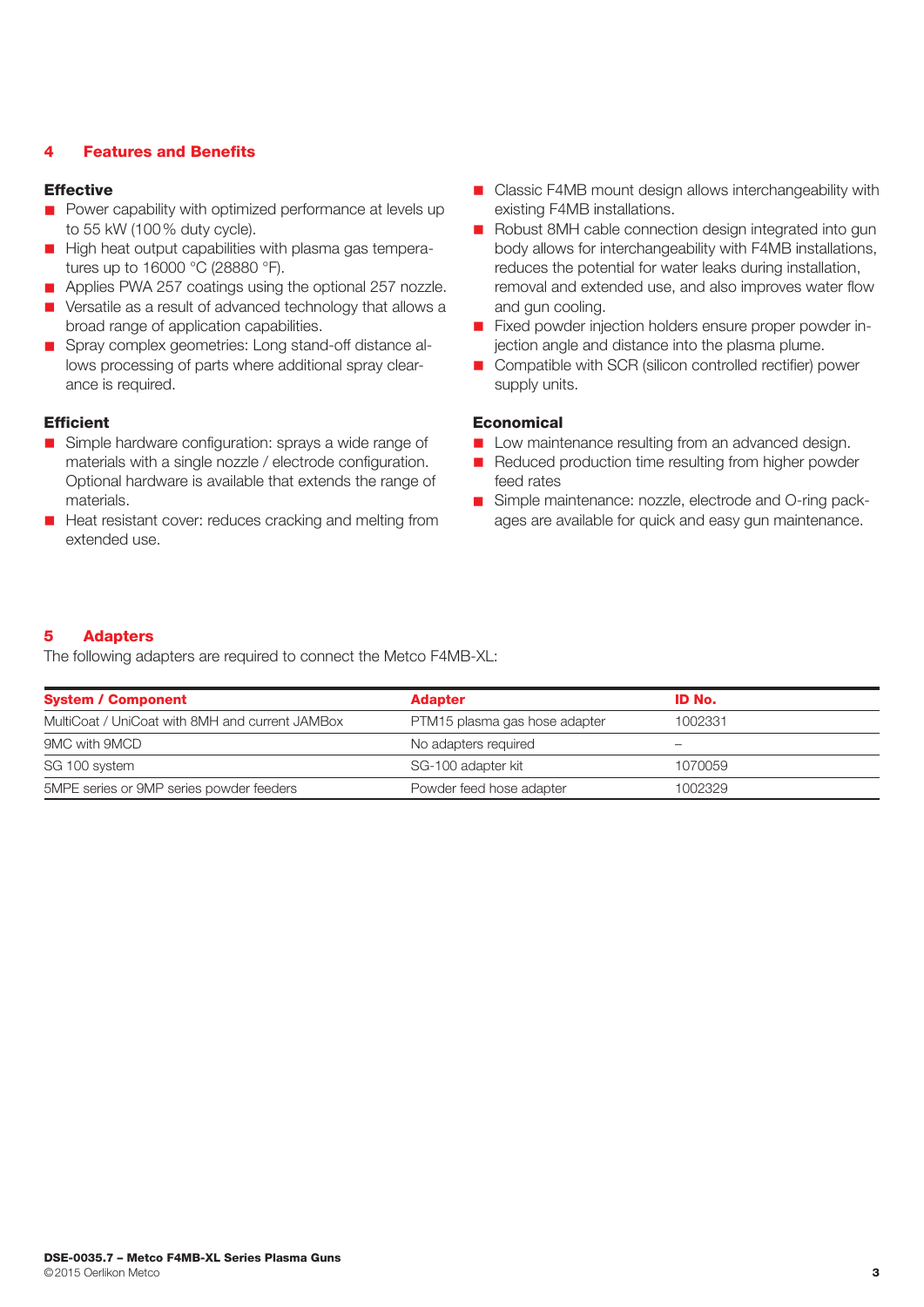## 4 Features and Benefits

### Effective

- Power capability with optimized performance at levels up to 55 kW (100 % duty cycle).
- High heat output capabilities with plasma gas temperatures up to 16000 °C (28880 °F).
- Applies PWA 257 coatings using the optional 257 nozzle.
- Versatile as a result of advanced technology that allows a broad range of application capabilities.
- Spray complex geometries: Long stand-off distance allows processing of parts where additional spray clearance is required.

### Efficient

- Simple hardware configuration: sprays a wide range of materials with a single nozzle / electrode configuration. Optional hardware is available that extends the range of materials.
- Heat resistant cover: reduces cracking and melting from extended use.
- Classic F4MB mount design allows interchangeability with existing F4MB installations.
- Robust 8MH cable connection design integrated into gun body allows for interchangeability with F4MB installations, reduces the potential for water leaks during installation, removal and extended use, and also improves water flow and gun cooling.
- Fixed powder injection holders ensure proper powder injection angle and distance into the plasma plume.
- Compatible with SCR (silicon controlled rectifier) power supply units.

### Economical

- Low maintenance resulting from an advanced design.
- Reduced production time resulting from higher powder feed rates
- Simple maintenance: nozzle, electrode and O-ring packages are available for quick and easy gun maintenance.

## 5 Adapters

The following adapters are required to connect the Metco F4MB-XL:

| System / Component | Adapter | ID No. |
|---|---|---|
| MultiCoat / UniCoat with 8MH and current JAMBox | PTM15 plasma gas hose adapter | 1002331 |
| 9MC with 9MCD | No adapters required | – |
| SG 100 system | SG-100 adapter kit | 1070059 |
| 5MPE series or 9MP series powder feeders | Powder feed hose adapter | 1002329 |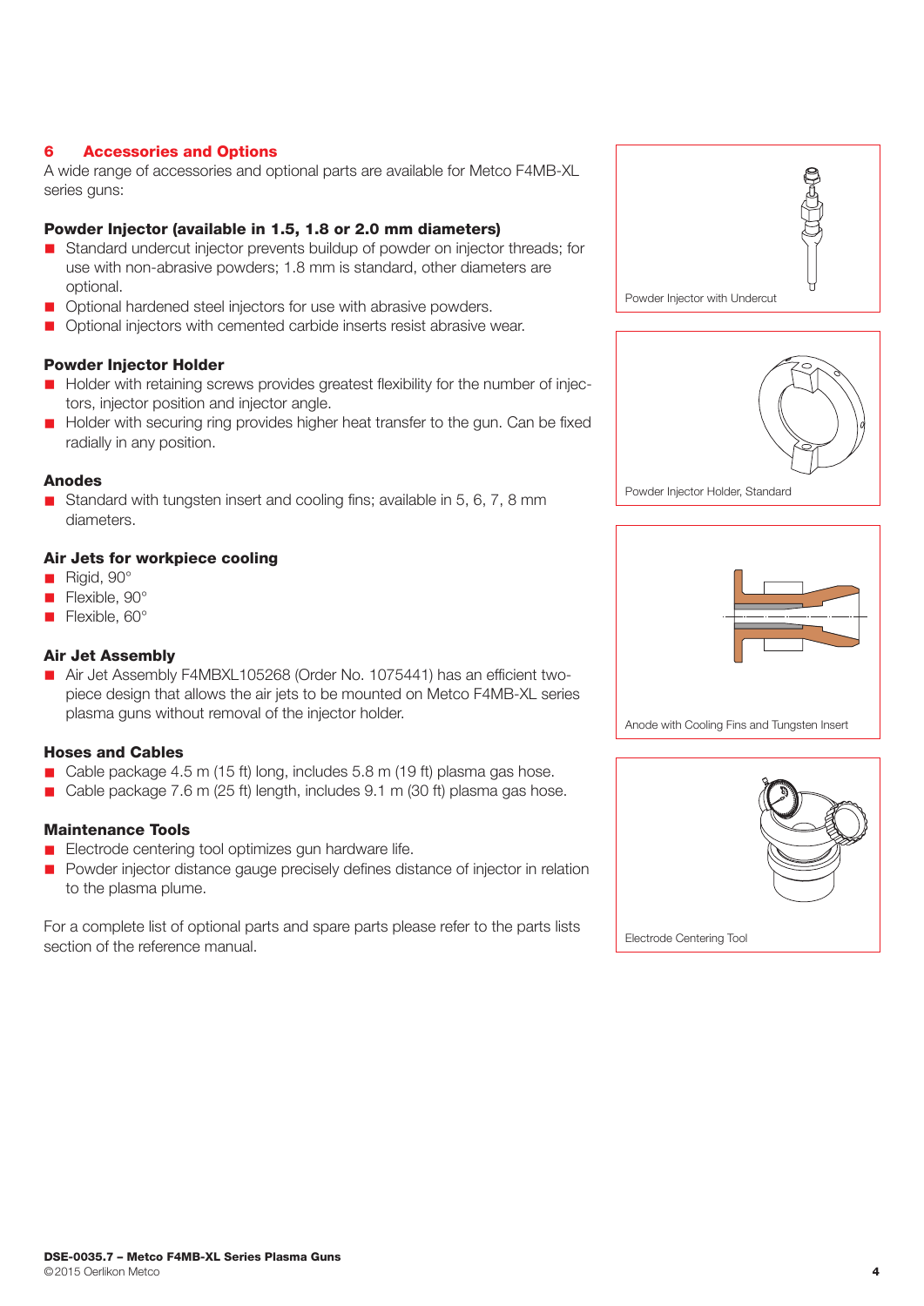## 6 Accessories and Options

A wide range of accessories and optional parts are available for Metco F4MB-XL series guns:

### Powder Injector (available in 1.5, 1.8 or 2.0 mm diameters)

- Standard undercut injector prevents buildup of powder on injector threads; for use with non-abrasive powders; 1.8 mm is standard, other diameters are optional.
- Optional hardened steel injectors for use with abrasive powders.
- Optional injectors with cemented carbide inserts resist abrasive wear.

### Powder Injector Holder

- Holder with retaining screws provides greatest flexibility for the number of injectors, injector position and injector angle.
- Holder with securing ring provides higher heat transfer to the gun. Can be fixed radially in any position.

### Anodes

- Standard with tungsten insert and cooling fins; available in 5, 6, 7, 8 mm diameters.

### Air Jets for workpiece cooling

- Rigid, 90°
- Flexible, 90°
- Flexible, 60°

### Air Jet Assembly

- Air Jet Assembly F4MBXL105268 (Order No. 1075441) has an efficient two-piece design that allows the air jets to be mounted on Metco F4MB-XL series plasma guns without removal of the injector holder.

### Hoses and Cables

- Cable package 4.5 m (15 ft) long, includes 5.8 m (19 ft) plasma gas hose.
- Cable package 7.6 m (25 ft) length, includes 9.1 m (30 ft) plasma gas hose.

### Maintenance Tools

- Electrode centering tool optimizes gun hardware life.
- Powder injector distance gauge precisely defines distance of injector in relation to the plasma plume.

For a complete list of optional parts and spare parts please refer to the parts lists section of the reference manual.

Powder Injector with Undercut

Powder Injector Holder, Standard

Anode with Cooling Fins and Tungsten Insert

Electrode Centering Tool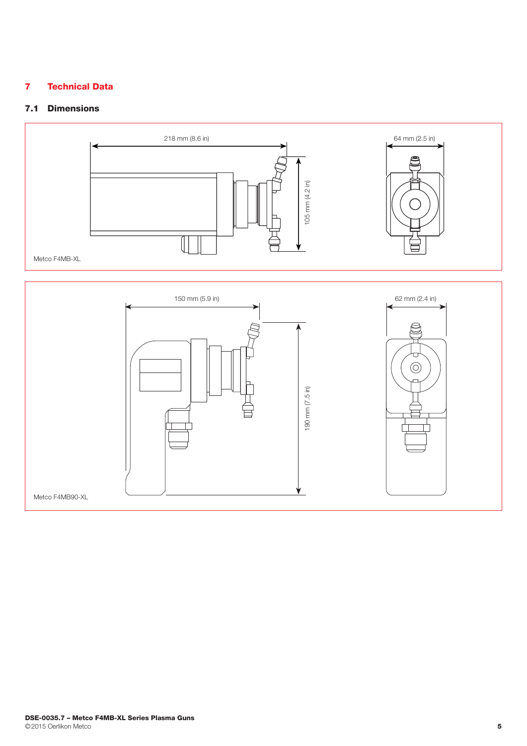# 7 Technical Data

## 7.1 Dimensions

218 mm (8.6 in)

64 mm (2.5 in)

105 mm (4.2 in)

Metco F4MB-XL

150 mm (5.9 in)

62 mm (2.4 in)

190 mm (7.5 in)

Metco F4MB90-XL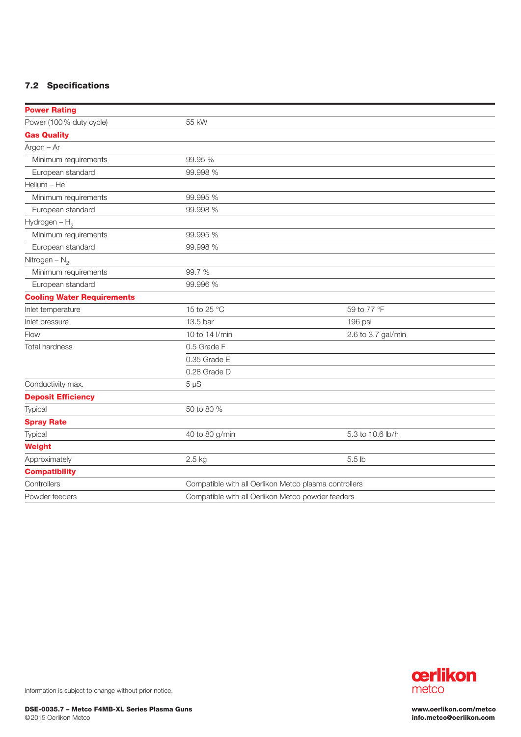### 7.2 Specifications

| | | |
|---|---|---|
| **Power Rating** | | |
| Power (100 % duty cycle) | 55 kW | |
| **Gas Quality** | | |
| Argon – Ar | | |
| Minimum requirements | 99.95 % | |
| European standard | 99.998 % | |
| Helium – He | | |
| Minimum requirements | 99.995 % | |
| European standard | 99.998 % | |
| Hydrogen – $H_2$ | | |
| Minimum requirements | 99.995 % | |
| European standard | 99.998 % | |
| Nitrogen – $N_2$ | | |
| Minimum requirements | 99.7 % | |
| European standard | 99.996 % | |
| **Cooling Water Requirements** | | |
| Inlet temperature | 15 to 25 °C | 59 to 77 °F |
| Inlet pressure | 13.5 bar | 196 psi |
| Flow | 10 to 14 l/min | 2.6 to 3.7 gal/min |
| Total hardness | 0.5 Grade F | |
| | 0.35 Grade E | |
| | 0.28 Grade D | |
| Conductivity max. | 5 µS | |
| **Deposit Efficiency** | | |
| Typical | 50 to 80 % | |
| **Spray Rate** | | |
| Typical | 40 to 80 g/min | 5.3 to 10.6 lb/h |
| **Weight** | | |
| Approximately | 2.5 kg | 5.5 lb |
| **Compatibility** | | |
| Controllers | Compatible with all Oerlikon Metco plasma controllers | |
| Powder feeders | Compatible with all Oerlikon Metco powder feeders | |

Information is subject to change without prior notice.

**DSE-0035.7 – Metco F4MB-XL Series Plasma Guns**
©2015 Oerlikon Metco

oerlikon metco

**www.oerlikon.com/metco**
**info.metco@oerlikon.com**